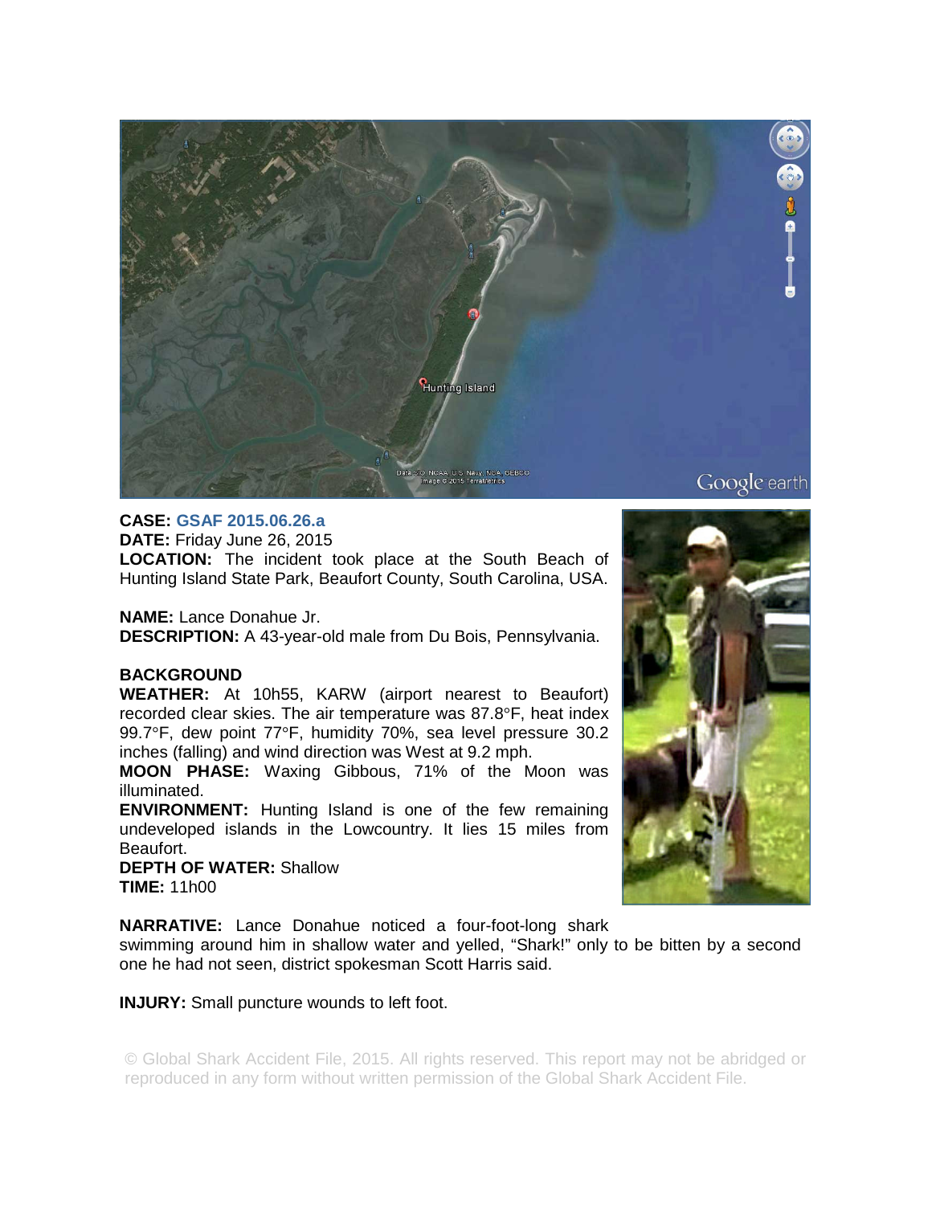**CASE:** GSAF 2015.06.26.a
**DATE:** Friday June 26, 2015
**LOCATION:** The incident took place at the South Beach of Hunting Island State Park, Beaufort County, South Carolina, USA.

**NAME:** Lance Donahue Jr.
**DESCRIPTION:** A 43-year-old male from Du Bois, Pennsylvania.

**BACKGROUND**
**WEATHER:** At 10h55, KARW (airport nearest to Beaufort) recorded clear skies. The air temperature was 87.8°F, heat index 99.7°F, dew point 77°F, humidity 70%, sea level pressure 30.2 inches (falling) and wind direction was West at 9.2 mph.
**MOON PHASE:** Waxing Gibbous, 71% of the Moon was illuminated.
**ENVIRONMENT:** Hunting Island is one of the few remaining undeveloped islands in the Lowcountry. It lies 15 miles from Beaufort.
**DEPTH OF WATER:** Shallow
**TIME:** 11h00

**NARRATIVE:** Lance Donahue noticed a four-foot-long shark swimming around him in shallow water and yelled, "Shark!" only to be bitten by a second one he had not seen, district spokesman Scott Harris said.

**INJURY:** Small puncture wounds to left foot.

© Global Shark Accident File, 2015. All rights reserved. This report may not be abridged or reproduced in any form without written permission of the Global Shark Accident File.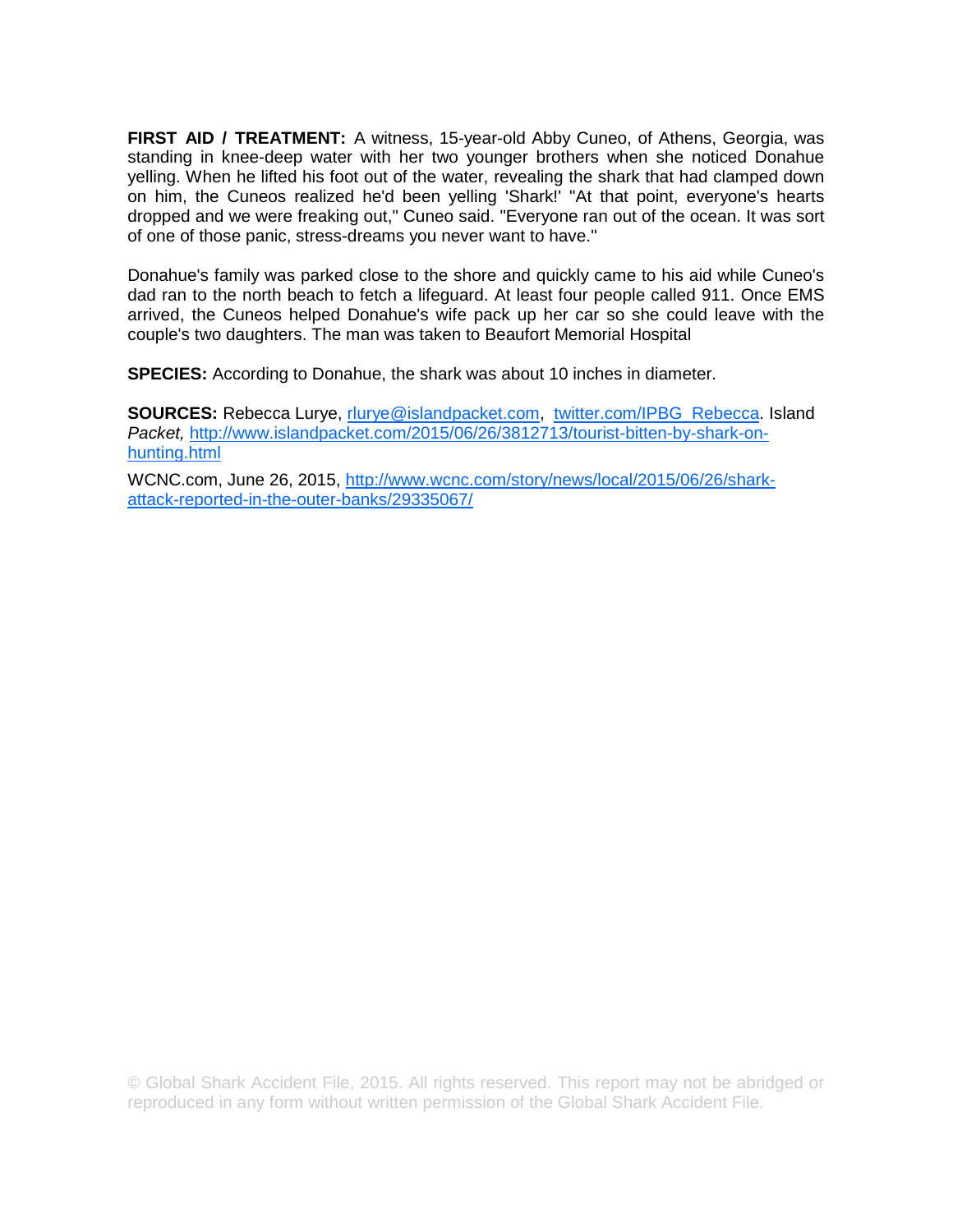**FIRST AID / TREATMENT:** A witness, 15-year-old Abby Cuneo, of Athens, Georgia, was standing in knee-deep water with her two younger brothers when she noticed Donahue yelling. When he lifted his foot out of the water, revealing the shark that had clamped down on him, the Cuneos realized he'd been yelling 'Shark!' "At that point, everyone's hearts dropped and we were freaking out," Cuneo said. "Everyone ran out of the ocean. It was sort of one of those panic, stress-dreams you never want to have."

Donahue's family was parked close to the shore and quickly came to his aid while Cuneo's dad ran to the north beach to fetch a lifeguard. At least four people called 911. Once EMS arrived, the Cuneos helped Donahue's wife pack up her car so she could leave with the couple's two daughters. The man was taken to Beaufort Memorial Hospital

**SPECIES:** According to Donahue, the shark was about 10 inches in diameter.

**SOURCES:** Rebecca Lurye, rlurye@islandpacket.com, twitter.com/IPBG_Rebecca. Island *Packet,* http://www.islandpacket.com/2015/06/26/3812713/tourist-bitten-by-shark-on-hunting.html

WCNC.com, June 26, 2015, http://www.wcnc.com/story/news/local/2015/06/26/shark-attack-reported-in-the-outer-banks/29335067/

© Global Shark Accident File, 2015. All rights reserved. This report may not be abridged or reproduced in any form without written permission of the Global Shark Accident File.